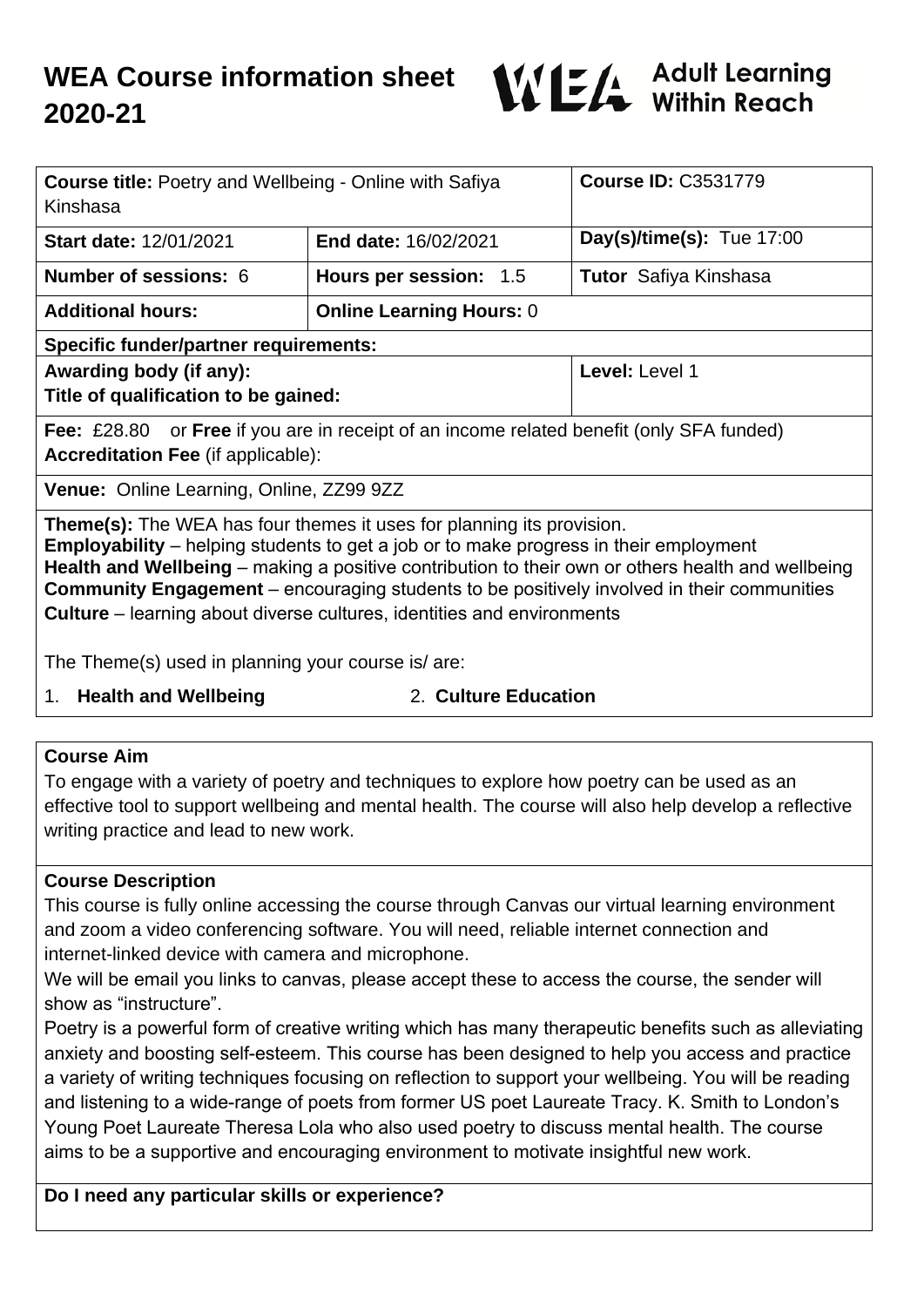# WEA Course information sheet 2020-21

WEA Adult Learning Within Reach

| **Course title:** Poetry and Wellbeing - Online with Safiya Kinshasa | | **Course ID:** C3531779 |
|---|---|---|
| **Start date:** 12/01/2021 | **End date:** 16/02/2021 | **Day(s)/time(s):** Tue 17:00 |
| **Number of sessions:** 6 | **Hours per session:** 1.5 | **Tutor** Safiya Kinshasa |
| **Additional hours:** | **Online Learning Hours:** 0 | |
| **Specific funder/partner requirements:** | | |
| **Awarding body (if any):**<br>**Title of qualification to be gained:** | | **Level:** Level 1 |
| **Fee:** £28.80 or **Free** if you are in receipt of an income related benefit (only SFA funded)<br>**Accreditation Fee** (if applicable): | | |
| **Venue:** Online Learning, Online, ZZ99 9ZZ | | |

**Theme(s):** The WEA has four themes it uses for planning its provision.
**Employability** – helping students to get a job or to make progress in their employment
**Health and Wellbeing** – making a positive contribution to their own or others health and wellbeing
**Community Engagement** – encouraging students to be positively involved in their communities
**Culture** – learning about diverse cultures, identities and environments

The Theme(s) used in planning your course is/ are:

1. **Health and Wellbeing**
2. **Culture Education**

## Course Aim

To engage with a variety of poetry and techniques to explore how poetry can be used as an effective tool to support wellbeing and mental health. The course will also help develop a reflective writing practice and lead to new work.

## Course Description

This course is fully online accessing the course through Canvas our virtual learning environment and zoom a video conferencing software. You will need, reliable internet connection and internet-linked device with camera and microphone.
We will be email you links to canvas, please accept these to access the course, the sender will show as "instructure".
Poetry is a powerful form of creative writing which has many therapeutic benefits such as alleviating anxiety and boosting self-esteem. This course has been designed to help you access and practice a variety of writing techniques focusing on reflection to support your wellbeing. You will be reading and listening to a wide-range of poets from former US poet Laureate Tracy. K. Smith to London's Young Poet Laureate Theresa Lola who also used poetry to discuss mental health. The course aims to be a supportive and encouraging environment to motivate insightful new work.

## Do I need any particular skills or experience?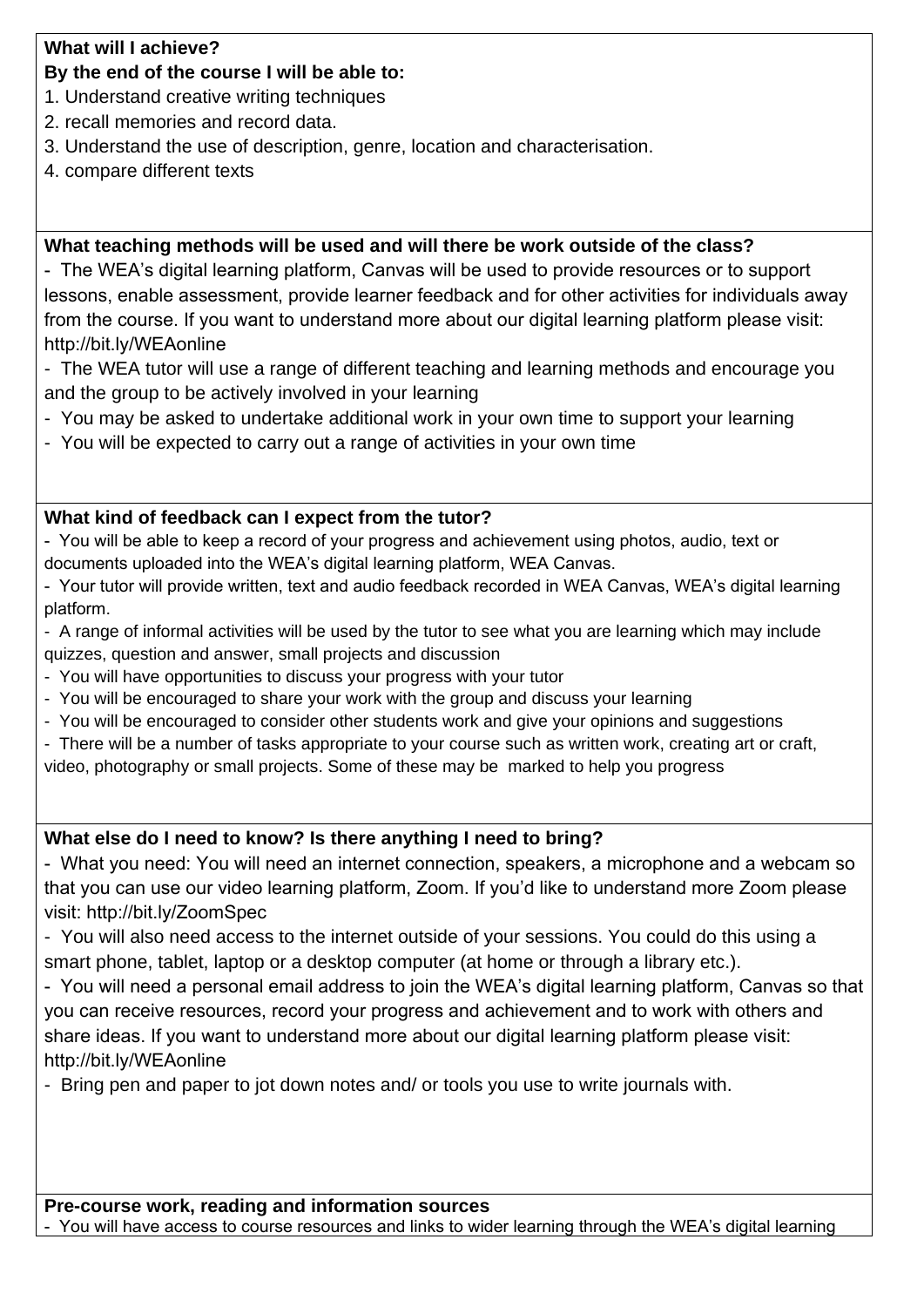**What will I achieve?**
**By the end of the course I will be able to:**

1. Understand creative writing techniques
2. recall memories and record data.
3. Understand the use of description, genre, location and characterisation.
4. compare different texts

**What teaching methods will be used and will there be work outside of the class?**

- The WEA's digital learning platform, Canvas will be used to provide resources or to support lessons, enable assessment, provide learner feedback and for other activities for individuals away from the course. If you want to understand more about our digital learning platform please visit: http://bit.ly/WEAonline
- The WEA tutor will use a range of different teaching and learning methods and encourage you and the group to be actively involved in your learning
- You may be asked to undertake additional work in your own time to support your learning
- You will be expected to carry out a range of activities in your own time

**What kind of feedback can I expect from the tutor?**

- You will be able to keep a record of your progress and achievement using photos, audio, text or documents uploaded into the WEA's digital learning platform, WEA Canvas.
- Your tutor will provide written, text and audio feedback recorded in WEA Canvas, WEA's digital learning platform.
- A range of informal activities will be used by the tutor to see what you are learning which may include quizzes, question and answer, small projects and discussion
- You will have opportunities to discuss your progress with your tutor
- You will be encouraged to share your work with the group and discuss your learning
- You will be encouraged to consider other students work and give your opinions and suggestions
- There will be a number of tasks appropriate to your course such as written work, creating art or craft, video, photography or small projects. Some of these may be marked to help you progress

**What else do I need to know? Is there anything I need to bring?**

- What you need: You will need an internet connection, speakers, a microphone and a webcam so that you can use our video learning platform, Zoom. If you'd like to understand more Zoom please visit: http://bit.ly/ZoomSpec
- You will also need access to the internet outside of your sessions. You could do this using a smart phone, tablet, laptop or a desktop computer (at home or through a library etc.).
- You will need a personal email address to join the WEA's digital learning platform, Canvas so that you can receive resources, record your progress and achievement and to work with others and share ideas. If you want to understand more about our digital learning platform please visit: http://bit.ly/WEAonline
- Bring pen and paper to jot down notes and/ or tools you use to write journals with.

**Pre-course work, reading and information sources**

- You will have access to course resources and links to wider learning through the WEA's digital learning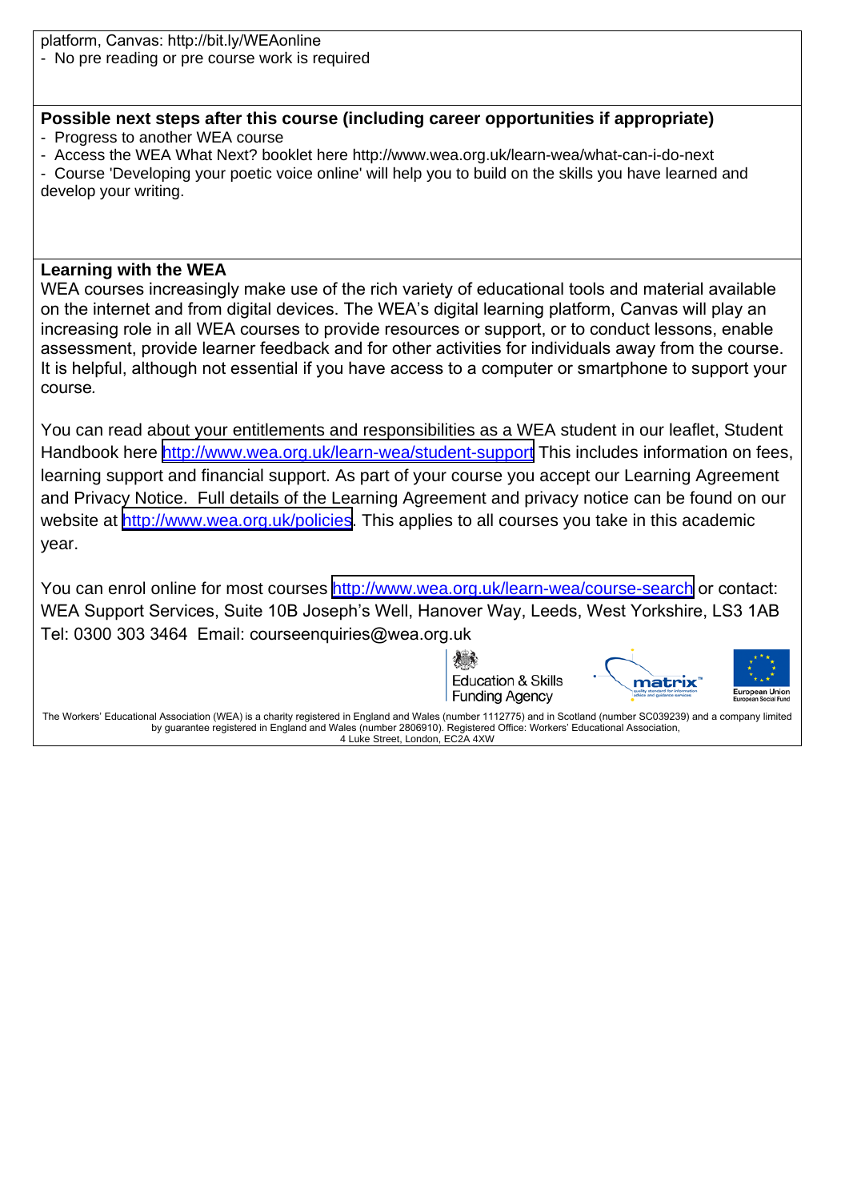platform, Canvas: http://bit.ly/WEAonline
- No pre reading or pre course work is required

**Possible next steps after this course (including career opportunities if appropriate)**

- Progress to another WEA course
- Access the WEA What Next? booklet here http://www.wea.org.uk/learn-wea/what-can-i-do-next
- Course 'Developing your poetic voice online' will help you to build on the skills you have learned and develop your writing.

**Learning with the WEA**

WEA courses increasingly make use of the rich variety of educational tools and material available on the internet and from digital devices. The WEA's digital learning platform, Canvas will play an increasing role in all WEA courses to provide resources or support, or to conduct lessons, enable assessment, provide learner feedback and for other activities for individuals away from the course. It is helpful, although not essential if you have access to a computer or smartphone to support your course.

You can read about your entitlements and responsibilities as a WEA student in our leaflet, Student Handbook here http://www.wea.org.uk/learn-wea/student-support This includes information on fees, learning support and financial support. As part of your course you accept our Learning Agreement and Privacy Notice. Full details of the Learning Agreement and privacy notice can be found on our website at http://www.wea.org.uk/policies. This applies to all courses you take in this academic year.

You can enrol online for most courses http://www.wea.org.uk/learn-wea/course-search or contact: WEA Support Services, Suite 10B Joseph's Well, Hanover Way, Leeds, West Yorkshire, LS3 1AB
Tel: 0300 303 3464 Email: courseenquiries@wea.org.uk

Education & Skills Funding Agency

matrix

European Union European Social Fund

The Workers' Educational Association (WEA) is a charity registered in England and Wales (number 1112775) and in Scotland (number SC039239) and a company limited by guarantee registered in England and Wales (number 2806910). Registered Office: Workers' Educational Association, 4 Luke Street, London, EC2A 4XW